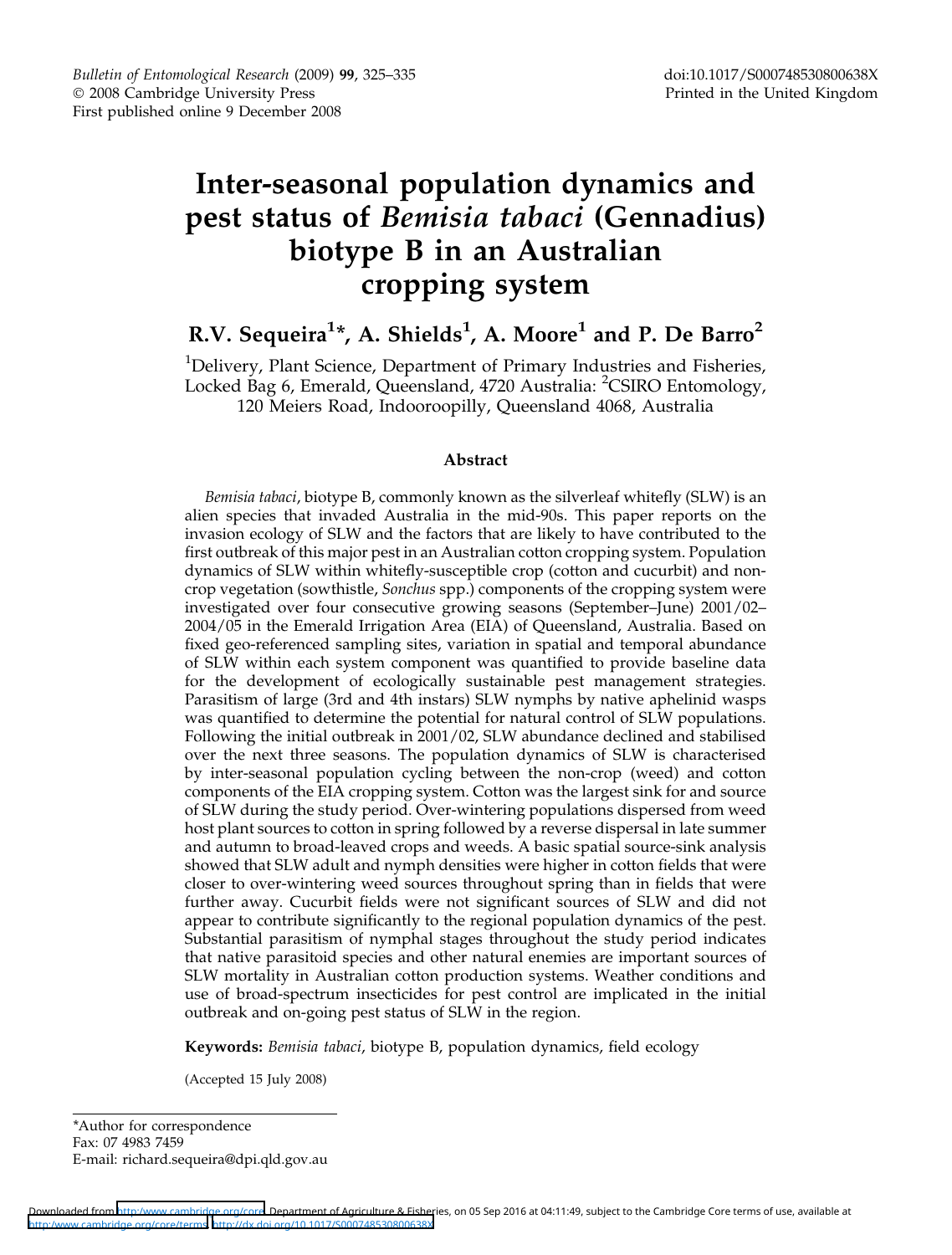Bulletin of Entomological Research (2009) 99, 325–335
© 2008 Cambridge University Press
First published online 9 December 2008

doi:10.1017/S000748530800638X
Printed in the United Kingdom

# Inter-seasonal population dynamics and pest status of *Bemisia tabaci* (Gennadius) biotype B in an Australian cropping system

**R.V. Sequeira[1]*, A. Shields[1], A. Moore[1] and P. De Barro[2]**

[1]Delivery, Plant Science, Department of Primary Industries and Fisheries, Locked Bag 6, Emerald, Queensland, 4720 Australia: [2]CSIRO Entomology, 120 Meiers Road, Indooroopilly, Queensland 4068, Australia

## Abstract

*Bemisia tabaci*, biotype B, commonly known as the silverleaf whitefly (SLW) is an alien species that invaded Australia in the mid-90s. This paper reports on the invasion ecology of SLW and the factors that are likely to have contributed to the first outbreak of this major pest in an Australian cotton cropping system. Population dynamics of SLW within whitefly-susceptible crop (cotton and cucurbit) and non-crop vegetation (sowthistle, *Sonchus* spp.) components of the cropping system were investigated over four consecutive growing seasons (September–June) 2001/02–2004/05 in the Emerald Irrigation Area (EIA) of Queensland, Australia. Based on fixed geo-referenced sampling sites, variation in spatial and temporal abundance of SLW within each system component was quantified to provide baseline data for the development of ecologically sustainable pest management strategies. Parasitism of large (3rd and 4th instars) SLW nymphs by native aphelinid wasps was quantified to determine the potential for natural control of SLW populations. Following the initial outbreak in 2001/02, SLW abundance declined and stabilised over the next three seasons. The population dynamics of SLW is characterised by inter-seasonal population cycling between the non-crop (weed) and cotton components of the EIA cropping system. Cotton was the largest sink for and source of SLW during the study period. Over-wintering populations dispersed from weed host plant sources to cotton in spring followed by a reverse dispersal in late summer and autumn to broad-leaved crops and weeds. A basic spatial source-sink analysis showed that SLW adult and nymph densities were higher in cotton fields that were closer to over-wintering weed sources throughout spring than in fields that were further away. Cucurbit fields were not significant sources of SLW and did not appear to contribute significantly to the regional population dynamics of the pest. Substantial parasitism of nymphal stages throughout the study period indicates that native parasitoid species and other natural enemies are important sources of SLW mortality in Australian cotton production systems. Weather conditions and use of broad-spectrum insecticides for pest control are implicated in the initial outbreak and on-going pest status of SLW in the region.

**Keywords:** *Bemisia tabaci*, biotype B, population dynamics, field ecology

(Accepted 15 July 2008)

*Author for correspondence
Fax: 07 4983 7459
E-mail: richard.sequeira@dpi.qld.gov.au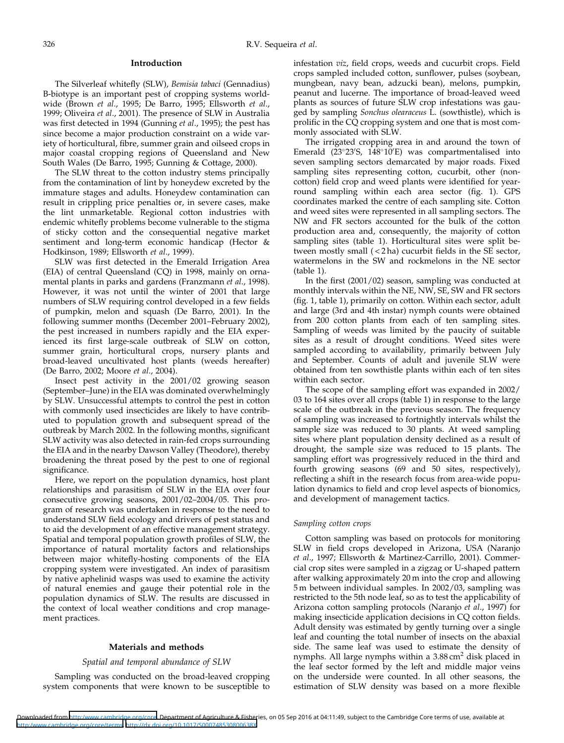## Introduction

The Silverleaf whitefly (SLW), *Bemisia tabaci* (Gennadius) B-biotype is an important pest of cropping systems worldwide (Brown *et al*., 1995; De Barro, 1995; Ellsworth *et al*., 1999; Oliveira *et al*., 2001). The presence of SLW in Australia was first detected in 1994 (Gunning *et al*., 1995); the pest has since become a major production constraint on a wide variety of horticultural, fibre, summer grain and oilseed crops in major coastal cropping regions of Queensland and New South Wales (De Barro, 1995; Gunning & Cottage, 2000).

The SLW threat to the cotton industry stems principally from the contamination of lint by honeydew excreted by the immature stages and adults. Honeydew contamination can result in crippling price penalties or, in severe cases, make the lint unmarketable. Regional cotton industries with endemic whitefly problems become vulnerable to the stigma of sticky cotton and the consequential negative market sentiment and long-term economic handicap (Hector & Hodkinson, 1989; Ellsworth *et al*., 1999).

SLW was first detected in the Emerald Irrigation Area (EIA) of central Queensland (CQ) in 1998, mainly on ornamental plants in parks and gardens (Franzmann *et al*., 1998). However, it was not until the winter of 2001 that large numbers of SLW requiring control developed in a few fields of pumpkin, melon and squash (De Barro, 2001). In the following summer months (December 2001–February 2002), the pest increased in numbers rapidly and the EIA experienced its first large-scale outbreak of SLW on cotton, summer grain, horticultural crops, nursery plants and broad-leaved uncultivated host plants (weeds hereafter) (De Barro, 2002; Moore *et al*., 2004).

Insect pest activity in the 2001/02 growing season (September–June) in the EIA was dominated overwhelmingly by SLW. Unsuccessful attempts to control the pest in cotton with commonly used insecticides are likely to have contributed to population growth and subsequent spread of the outbreak by March 2002. In the following months, significant SLW activity was also detected in rain-fed crops surrounding the EIA and in the nearby Dawson Valley (Theodore), thereby broadening the threat posed by the pest to one of regional significance.

Here, we report on the population dynamics, host plant relationships and parasitism of SLW in the EIA over four consecutive growing seasons, 2001/02–2004/05. This program of research was undertaken in response to the need to understand SLW field ecology and drivers of pest status and to aid the development of an effective management strategy. Spatial and temporal population growth profiles of SLW, the importance of natural mortality factors and relationships between major whitefly-hosting components of the EIA cropping system were investigated. An index of parasitism by native aphelinid wasps was used to examine the activity of natural enemies and gauge their potential role in the population dynamics of SLW. The results are discussed in the context of local weather conditions and crop management practices.

## Materials and methods

### *Spatial and temporal abundance of SLW*

Sampling was conducted on the broad-leaved cropping system components that were known to be susceptible to infestation *viz*, field crops, weeds and cucurbit crops. Field crops sampled included cotton, sunflower, pulses (soybean, mungbean, navy bean, adzucki bean), melons, pumpkin, peanut and lucerne. The importance of broad-leaved weed plants as sources of future SLW crop infestations was gauged by sampling *Sonchus olearaceus* L. (sowthistle), which is prolific in the CQ cropping system and one that is most commonly associated with SLW.

The irrigated cropping area in and around the town of Emerald (23°23′S, 148°10′E) was compartmentalised into seven sampling sectors demarcated by major roads. Fixed sampling sites representing cotton, cucurbit, other (non-cotton) field crop and weed plants were identified for year-round sampling within each area sector (fig. 1). GPS coordinates marked the centre of each sampling site. Cotton and weed sites were represented in all sampling sectors. The NW and FR sectors accounted for the bulk of the cotton production area and, consequently, the majority of cotton sampling sites (table 1). Horticultural sites were split between mostly small (<2 ha) cucurbit fields in the SE sector, watermelons in the SW and rockmelons in the NE sector (table 1).

In the first (2001/02) season, sampling was conducted at monthly intervals within the NE, NW, SE, SW and FR sectors (fig. 1, table 1), primarily on cotton. Within each sector, adult and large (3rd and 4th instar) nymph counts were obtained from 200 cotton plants from each of ten sampling sites. Sampling of weeds was limited by the paucity of suitable sites as a result of drought conditions. Weed sites were sampled according to availability, primarily between July and September. Counts of adult and juvenile SLW were obtained from ten sowthistle plants within each of ten sites within each sector.

The scope of the sampling effort was expanded in 2002/03 to 164 sites over all crops (table 1) in response to the large scale of the outbreak in the previous season. The frequency of sampling was increased to fortnightly intervals whilst the sample size was reduced to 30 plants. At weed sampling sites where plant population density declined as a result of drought, the sample size was reduced to 15 plants. The sampling effort was progressively reduced in the third and fourth growing seasons (69 and 50 sites, respectively), reflecting a shift in the research focus from area-wide population dynamics to field and crop level aspects of bionomics, and development of management tactics.

### *Sampling cotton crops*

Cotton sampling was based on protocols for monitoring SLW in field crops developed in Arizona, USA (Naranjo *et al*., 1997; Ellsworth & Martinez-Carrillo, 2001). Commercial crop sites were sampled in a zigzag or U-shaped pattern after walking approximately 20 m into the crop and allowing 5 m between individual samples. In 2002/03, sampling was restricted to the 5th node leaf, so as to test the applicability of Arizona cotton sampling protocols (Naranjo *et al*., 1997) for making insecticide application decisions in CQ cotton fields. Adult density was estimated by gently turning over a single leaf and counting the total number of insects on the abaxial side. The same leaf was used to estimate the density of nymphs. All large nymphs within a 3.88 $cm^2$ disk placed in the leaf sector formed by the left and middle major veins on the underside were counted. In all other seasons, the estimation of SLW density was based on a more flexible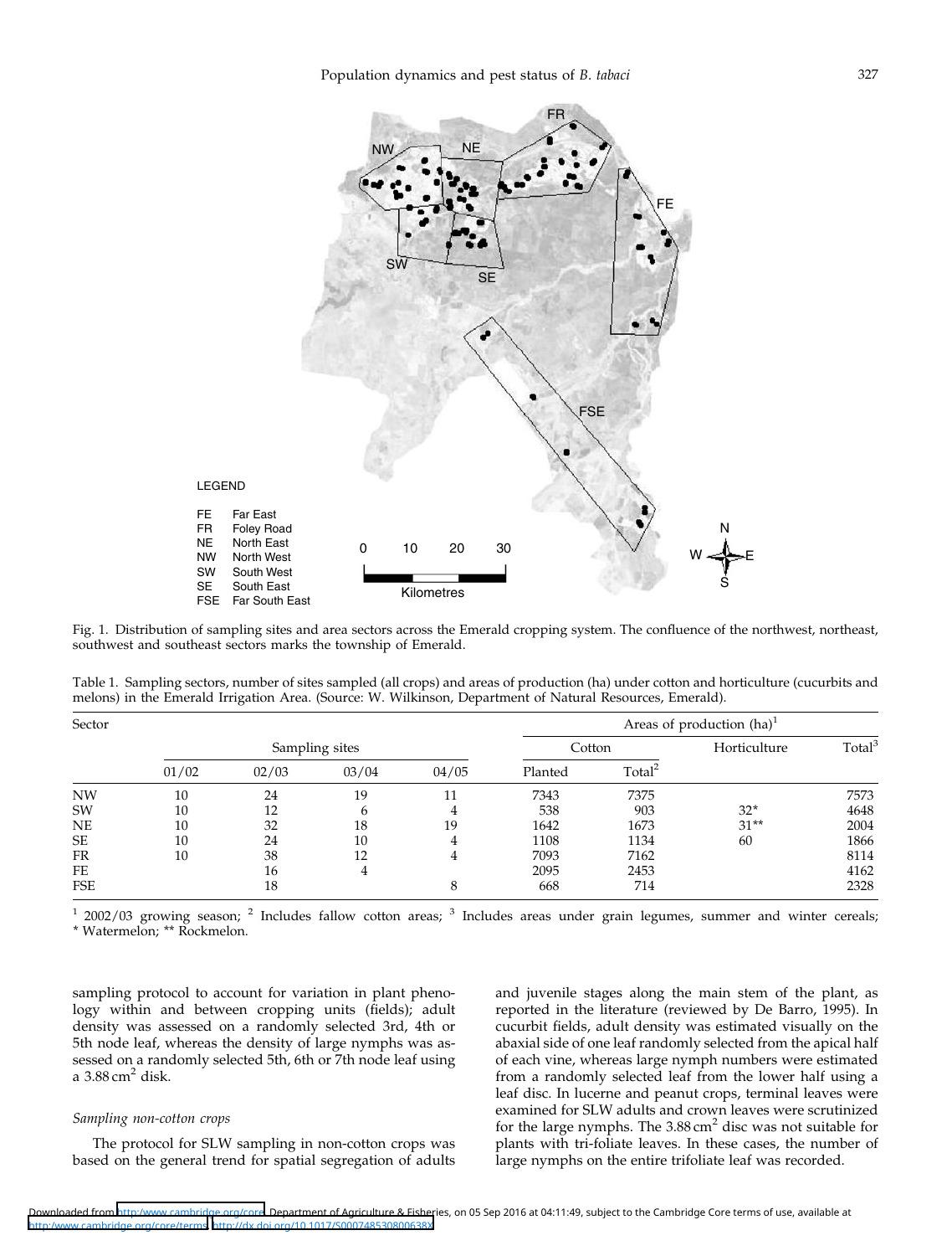Fig. 1. Distribution of sampling sites and area sectors across the Emerald cropping system. The confluence of the northwest, northeast, southwest and southeast sectors marks the township of Emerald.

Table 1. Sampling sectors, number of sites sampled (all crops) and areas of production (ha) under cotton and horticulture (cucurbits and melons) in the Emerald Irrigation Area. (Source: W. Wilkinson, Department of Natural Resources, Emerald).

| Sector | Sampling sites | | | | Areas of production (ha)[1] | | | |
|---|---|---|---|---|---|---|---|---|
| | | | | | Cotton | | Horticulture | Total[3] |
| | 01/02 | 02/03 | 03/04 | 04/05 | Planted | Total[2] | | |
| NW | 10 | 24 | 19 | 11 | 7343 | 7375 | | 7573 |
| SW | 10 | 12 | 6 | 4 | 538 | 903 | 32* | 4648 |
| NE | 10 | 32 | 18 | 19 | 1642 | 1673 | 31** | 2004 |
| SE | 10 | 24 | 10 | 4 | 1108 | 1134 | 60 | 1866 |
| FR | 10 | 38 | 12 | 4 | 7093 | 7162 | | 8114 |
| FE | | 16 | 4 | | 2095 | 2453 | | 4162 |
| FSE | | 18 | | 8 | 668 | 714 | | 2328 |

[1] 2002/03 growing season; [2] Includes fallow cotton areas; [3] Includes areas under grain legumes, summer and winter cereals; * Watermelon; ** Rockmelon.

sampling protocol to account for variation in plant phenology within and between cropping units (fields); adult density was assessed on a randomly selected 3rd, 4th or 5th node leaf, whereas the density of large nymphs was assessed on a randomly selected 5th, 6th or 7th node leaf using a 3.88 $cm^2$ disk.

### *Sampling non-cotton crops*

The protocol for SLW sampling in non-cotton crops was based on the general trend for spatial segregation of adults and juvenile stages along the main stem of the plant, as reported in the literature (reviewed by De Barro, 1995). In cucurbit fields, adult density was estimated visually on the abaxial side of one leaf randomly selected from the apical half of each vine, whereas large nymph numbers were estimated from a randomly selected leaf from the lower half using a leaf disc. In lucerne and peanut crops, terminal leaves were examined for SLW adults and crown leaves were scrutinized for the large nymphs. The 3.88 $cm^2$ disc was not suitable for plants with tri-foliate leaves. In these cases, the number of large nymphs on the entire trifoliate leaf was recorded.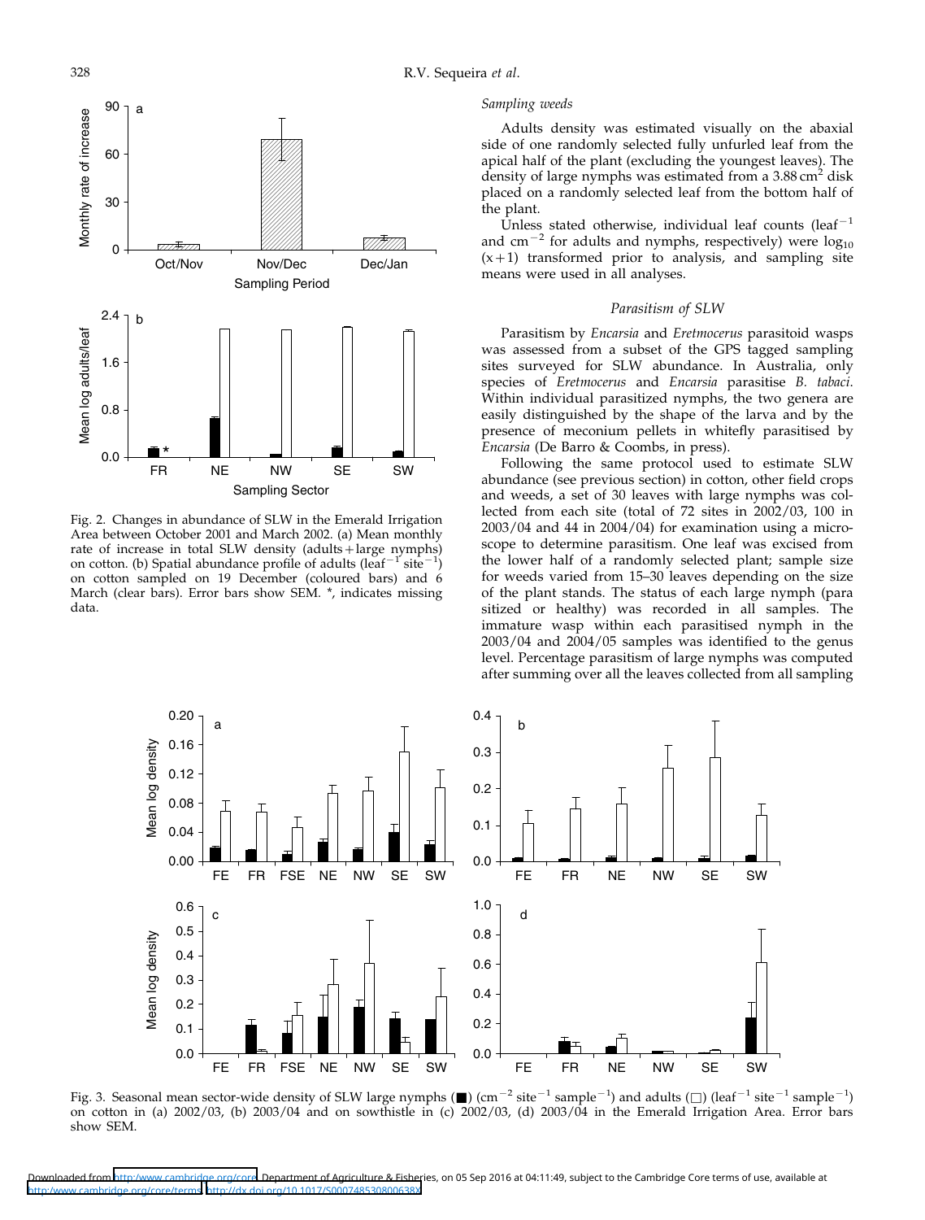Fig. 2. Changes in abundance of SLW in the Emerald Irrigation Area between October 2001 and March 2002. (a) Mean monthly rate of increase in total SLW density (adults + large nymphs) on cotton. (b) Spatial abundance profile of adults ($leaf^{-1}$ $site^{-1}$) on cotton sampled on 19 December (coloured bars) and 6 March (clear bars). Error bars show SEM. *, indicates missing data.

*Sampling weeds*

Adults density was estimated visually on the abaxial side of one randomly selected fully unfurled leaf from the apical half of the plant (excluding the youngest leaves). The density of large nymphs was estimated from a 3.88 $cm^2$ disk placed on a randomly selected leaf from the bottom half of the plant.

Unless stated otherwise, individual leaf counts ($leaf^{-1}$ and $cm^{-2}$ for adults and nymphs, respectively) were $\log_{10}$ $(x+1)$ transformed prior to analysis, and sampling site means were used in all analyses.

## Parasitism of SLW

Parasitism by *Encarsia* and *Eretmocerus* parasitoid wasps was assessed from a subset of the GPS tagged sampling sites surveyed for SLW abundance. In Australia, only species of *Eretmocerus* and *Encarsia* parasitise *B. tabaci*. Within individual parasitized nymphs, the two genera are easily distinguished by the shape of the larva and by the presence of meconium pellets in whitefly parasitised by *Encarsia* (De Barro & Coombs, in press).

Following the same protocol used to estimate SLW abundance (see previous section) in cotton, other field crops and weeds, a set of 30 leaves with large nymphs was collected from each site (total of 72 sites in 2002/03, 100 in 2003/04 and 44 in 2004/04) for examination using a microscope to determine parasitism. One leaf was excised from the lower half of a randomly selected plant; sample size for weeds varied from 15–30 leaves depending on the size of the plant stands. The status of each large nymph (parasitized or healthy) was recorded in all samples. The immature wasp within each parasitised nymph in the 2003/04 and 2004/05 samples was identified to the genus level. Percentage parasitism of large nymphs was computed after summing over all the leaves collected from all sampling

Fig. 3. Seasonal mean sector-wide density of SLW large nymphs (■) ($cm^{-2}$ $site^{-1}$ $sample^{-1}$) and adults (□) ($leaf^{-1}$ $site^{-1}$ $sample^{-1}$) on cotton in (a) 2002/03, (b) 2003/04 and on sowthistle in (c) 2002/03, (d) 2003/04 in the Emerald Irrigation Area. Error bars show SEM.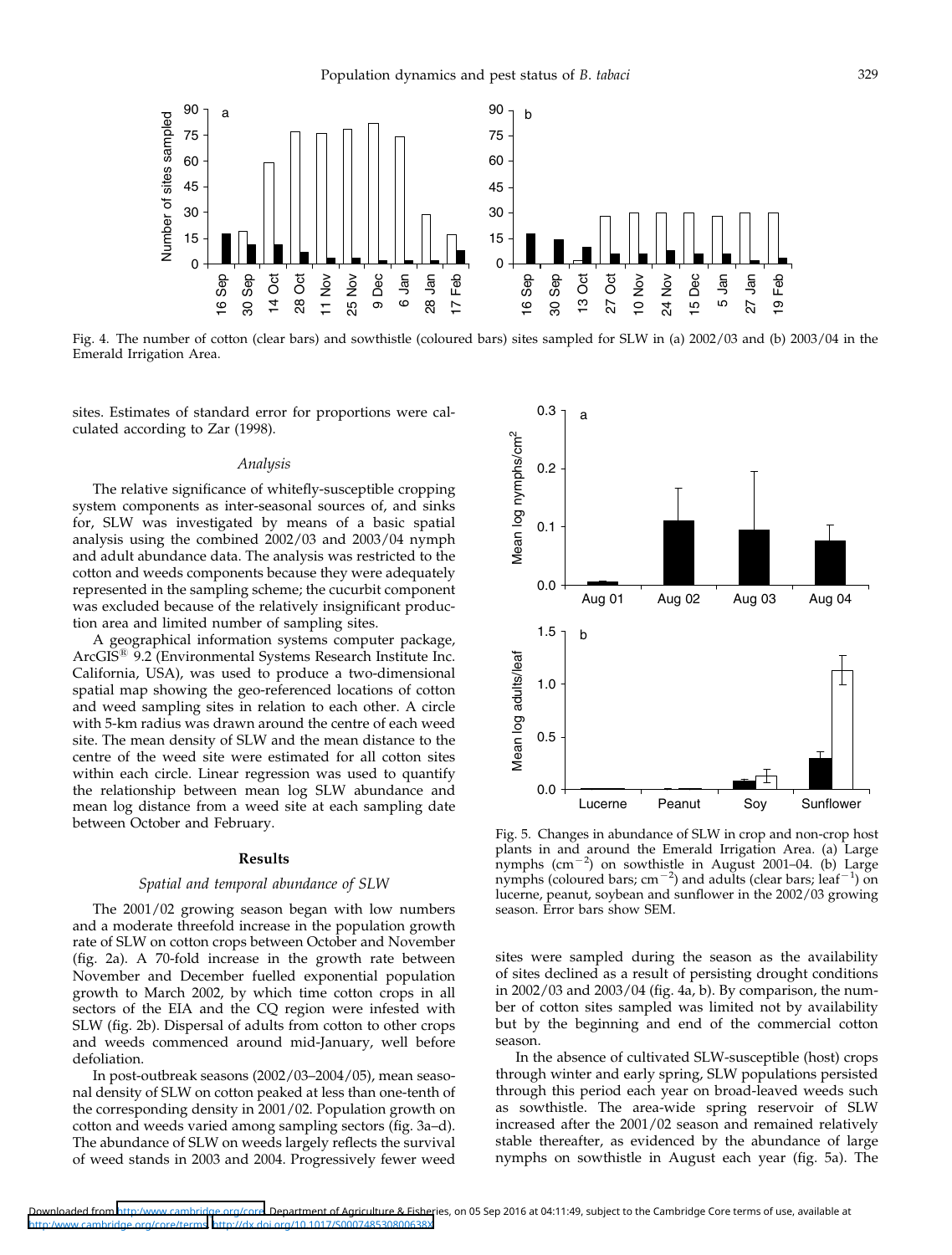Fig. 4. The number of cotton (clear bars) and sowthistle (coloured bars) sites sampled for SLW in (a) 2002/03 and (b) 2003/04 in the Emerald Irrigation Area.

sites. Estimates of standard error for proportions were calculated according to Zar (1998).

### *Analysis*

The relative significance of whitefly-susceptible cropping system components as inter-seasonal sources of, and sinks for, SLW was investigated by means of a basic spatial analysis using the combined 2002/03 and 2003/04 nymph and adult abundance data. The analysis was restricted to the cotton and weeds components because they were adequately represented in the sampling scheme; the cucurbit component was excluded because of the relatively insignificant production area and limited number of sampling sites.

A geographical information systems computer package, ArcGIS® 9.2 (Environmental Systems Research Institute Inc. California, USA), was used to produce a two-dimensional spatial map showing the geo-referenced locations of cotton and weed sampling sites in relation to each other. A circle with 5-km radius was drawn around the centre of each weed site. The mean density of SLW and the mean distance to the centre of the weed site were estimated for all cotton sites within each circle. Linear regression was used to quantify the relationship between mean log SLW abundance and mean log distance from a weed site at each sampling date between October and February.

## Results

### *Spatial and temporal abundance of SLW*

The 2001/02 growing season began with low numbers and a moderate threefold increase in the population growth rate of SLW on cotton crops between October and November (fig. 2a). A 70-fold increase in the growth rate between November and December fuelled exponential population growth to March 2002, by which time cotton crops in all sectors of the EIA and the CQ region were infested with SLW (fig. 2b). Dispersal of adults from cotton to other crops and weeds commenced around mid-January, well before defoliation.

In post-outbreak seasons (2002/03–2004/05), mean seasonal density of SLW on cotton peaked at less than one-tenth of the corresponding density in 2001/02. Population growth on cotton and weeds varied among sampling sectors (fig. 3a–d). The abundance of SLW on weeds largely reflects the survival of weed stands in 2003 and 2004. Progressively fewer weed sites were sampled during the season as the availability of sites declined as a result of persisting drought conditions in 2002/03 and 2003/04 (fig. 4a, b). By comparison, the number of cotton sites sampled was limited not by availability but by the beginning and end of the commercial cotton season.

Fig. 5. Changes in abundance of SLW in crop and non-crop host plants in and around the Emerald Irrigation Area. (a) Large nymphs ($cm^{-2}$) on sowthistle in August 2001–04. (b) Large nymphs (coloured bars; $cm^{-2}$) and adults (clear bars; $leaf^{-1}$) on lucerne, peanut, soybean and sunflower in the 2002/03 growing season. Error bars show SEM.

In the absence of cultivated SLW-susceptible (host) crops through winter and early spring, SLW populations persisted through this period each year on broad-leaved weeds such as sowthistle. The area-wide spring reservoir of SLW increased after the 2001/02 season and remained relatively stable thereafter, as evidenced by the abundance of large nymphs on sowthistle in August each year (fig. 5a). The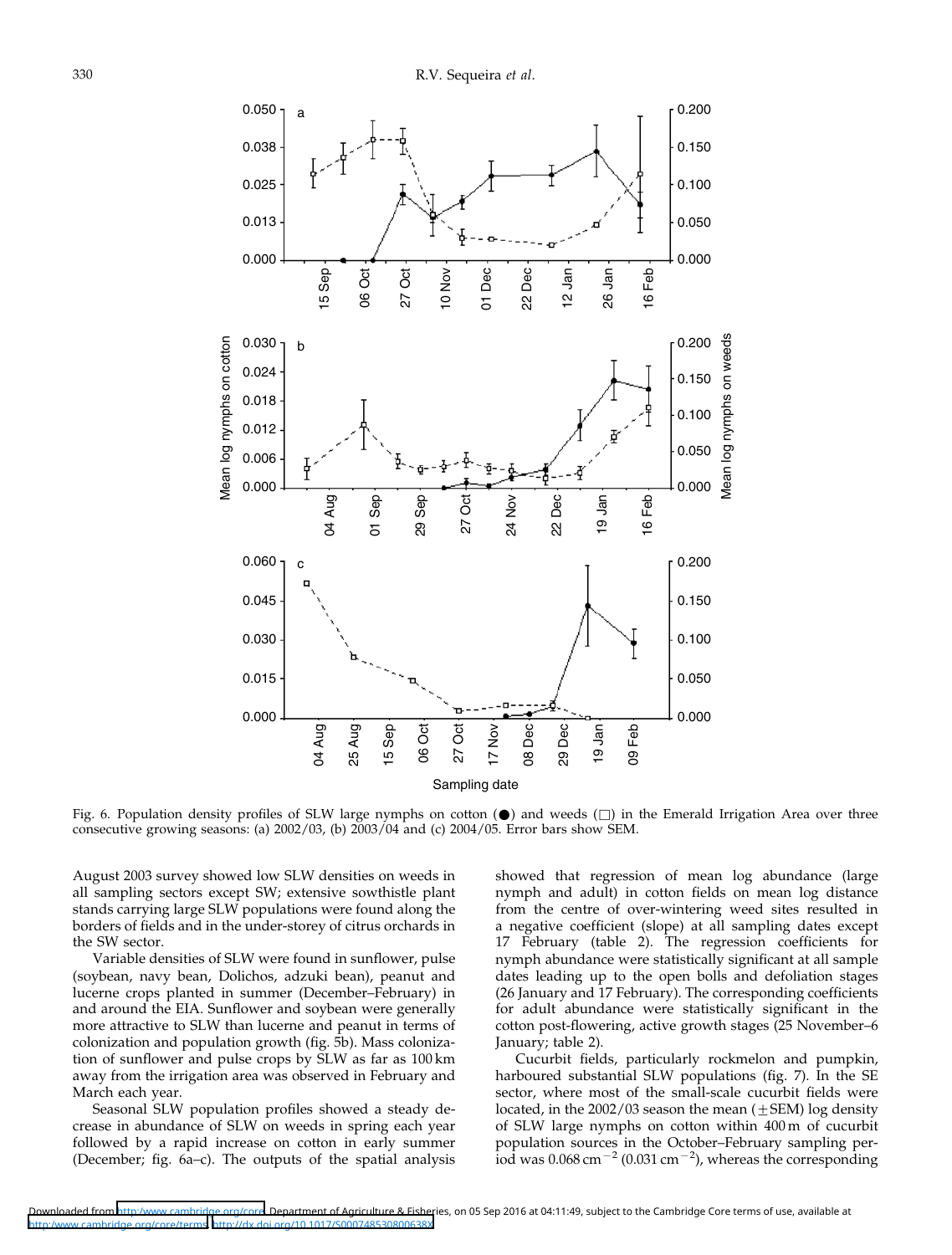Fig. 6. Population density profiles of SLW large nymphs on cotton (●) and weeds (□) in the Emerald Irrigation Area over three consecutive growing seasons: (a) 2002/03, (b) 2003/04 and (c) 2004/05. Error bars show SEM.

August 2003 survey showed low SLW densities on weeds in all sampling sectors except SW; extensive sowthistle plant stands carrying large SLW populations were found along the borders of fields and in the under-storey of citrus orchards in the SW sector.

Variable densities of SLW were found in sunflower, pulse (soybean, navy bean, Dolichos, adzuki bean), peanut and lucerne crops planted in summer (December–February) in and around the EIA. Sunflower and soybean were generally more attractive to SLW than lucerne and peanut in terms of colonization and population growth (fig. 5b). Mass colonization of sunflower and pulse crops by SLW as far as 100 km away from the irrigation area was observed in February and March each year.

Seasonal SLW population profiles showed a steady decrease in abundance of SLW on weeds in spring each year followed by a rapid increase on cotton in early summer (December; fig. 6a–c). The outputs of the spatial analysis showed that regression of mean log abundance (large nymph and adult) in cotton fields on mean log distance from the centre of over-wintering weed sites resulted in a negative coefficient (slope) at all sampling dates except 17 February (table 2). The regression coefficients for nymph abundance were statistically significant at all sample dates leading up to the open bolls and defoliation stages (26 January and 17 February). The corresponding coefficients for adult abundance were statistically significant in the cotton post-flowering, active growth stages (25 November–6 January; table 2).

Cucurbit fields, particularly rockmelon and pumpkin, harboured substantial SLW populations (fig. 7). In the SE sector, where most of the small-scale cucurbit fields were located, in the 2002/03 season the mean ($\pm$SEM) log density of SLW large nymphs on cotton within 400 m of cucurbit population sources in the October–February sampling period was $0.068\,\text{cm}^{-2}$ ($0.031\,\text{cm}^{-2}$), whereas the corresponding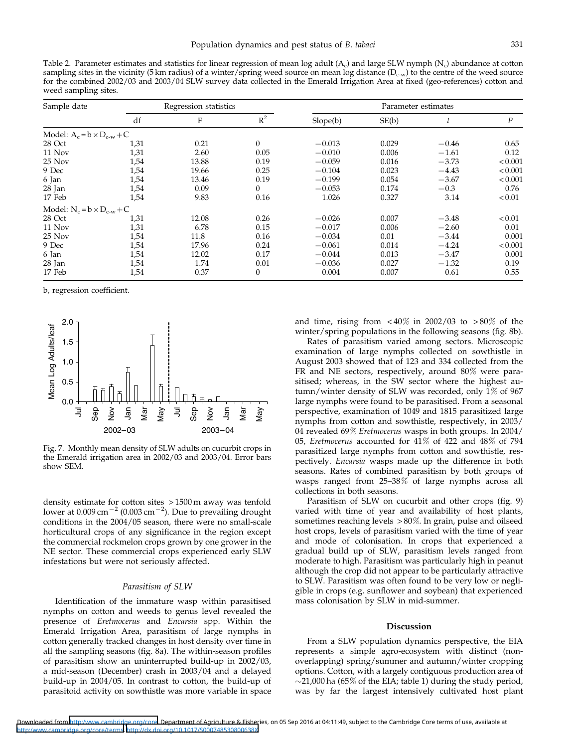Table 2. Parameter estimates and statistics for linear regression of mean log adult ($A_c$) and large SLW nymph ($N_c$) abundance at cotton sampling sites in the vicinity (5 km radius) of a winter/spring weed source on mean log distance ($D_{c-w}$) to the centre of the weed source for the combined 2002/03 and 2003/04 SLW survey data collected in the Emerald Irrigation Area at fixed (geo-references) cotton and weed sampling sites.

| Sample date | Regression statistics | | | Parameter estimates | | | |
|---|---|---|---|---|---|---|---|
| | df | F | $R^2$ | Slope(b) | SE(b) | $t$ | $P$ |
| Model: $A_c = b \times D_{c-w} + C$ | | | | | | | |
| 28 Oct | 1,31 | 0.21 | 0 | −0.013 | 0.029 | −0.46 | 0.65 |
| 11 Nov | 1,31 | 2.60 | 0.05 | −0.010 | 0.006 | −1.61 | 0.12 |
| 25 Nov | 1,54 | 13.88 | 0.19 | −0.059 | 0.016 | −3.73 | <0.001 |
| 9 Dec | 1,54 | 19.66 | 0.25 | −0.104 | 0.023 | −4.43 | <0.001 |
| 6 Jan | 1,54 | 13.46 | 0.19 | −0.199 | 0.054 | −3.67 | <0.001 |
| 28 Jan | 1,54 | 0.09 | 0 | −0.053 | 0.174 | −0.3 | 0.76 |
| 17 Feb | 1,54 | 9.83 | 0.16 | 1.026 | 0.327 | 3.14 | <0.01 |
| Model: $N_c = b \times D_{c-w} + C$ | | | | | | | |
| 28 Oct | 1,31 | 12.08 | 0.26 | −0.026 | 0.007 | −3.48 | <0.01 |
| 11 Nov | 1,31 | 6.78 | 0.15 | −0.017 | 0.006 | −2.60 | 0.01 |
| 25 Nov | 1,54 | 11.8 | 0.16 | −0.034 | 0.01 | −3.44 | 0.001 |
| 9 Dec | 1,54 | 17.96 | 0.24 | −0.061 | 0.014 | −4.24 | <0.001 |
| 6 Jan | 1,54 | 12.02 | 0.17 | −0.044 | 0.013 | −3.47 | 0.001 |
| 28 Jan | 1,54 | 1.74 | 0.01 | −0.036 | 0.027 | −1.32 | 0.19 |
| 17 Feb | 1,54 | 0.37 | 0 | 0.004 | 0.007 | 0.61 | 0.55 |

b, regression coefficient.

Fig. 7. Monthly mean density of SLW adults on cucurbit crops in the Emerald irrigation area in 2002/03 and 2003/04. Error bars show SEM.

density estimate for cotton sites >1500 m away was tenfold lower at 0.009 $cm^{-2}$ (0.003 $cm^{-2}$). Due to prevailing drought conditions in the 2004/05 season, there were no small-scale horticultural crops of any significance in the region except the commercial rockmelon crops grown by one grower in the NE sector. These commercial crops experienced early SLW infestations but were not seriously affected.

### *Parasitism of SLW*

Identification of the immature wasp within parasitised nymphs on cotton and weeds to genus level revealed the presence of *Eretmocerus* and *Encarsia* spp. Within the Emerald Irrigation Area, parasitism of large nymphs in cotton generally tracked changes in host density over time in all the sampling seasons (fig. 8a). The within-season profiles of parasitism show an uninterrupted build-up in 2002/03, a mid-season (December) crash in 2003/04 and a delayed build-up in 2004/05. In contrast to cotton, the build-up of parasitoid activity on sowthistle was more variable in space and time, rising from <40% in 2002/03 to >80% of the winter/spring populations in the following seasons (fig. 8b).

Rates of parasitism varied among sectors. Microscopic examination of large nymphs collected on sowthistle in August 2003 showed that of 123 and 334 collected from the FR and NE sectors, respectively, around 80% were parasitised; whereas, in the SW sector where the highest autumn/winter density of SLW was recorded, only 1% of 967 large nymphs were found to be parasitised. From a seasonal perspective, examination of 1049 and 1815 parasitized large nymphs from cotton and sowthistle, respectively, in 2003/04 revealed 69% *Eretmocerus* wasps in both groups. In 2004/05, *Eretmocerus* accounted for 41% of 422 and 48% of 794 parasitized large nymphs from cotton and sowthistle, respectively. *Encarsia* wasps made up the difference in both seasons. Rates of combined parasitism by both groups of wasps ranged from 25–38% of large nymphs across all collections in both seasons.

Parasitism of SLW on cucurbit and other crops (fig. 9) varied with time of year and availability of host plants, sometimes reaching levels >80%. In grain, pulse and oilseed host crops, levels of parasitism varied with the time of year and mode of colonisation. In crops that experienced a gradual build up of SLW, parasitism levels ranged from moderate to high. Parasitism was particularly high in peanut although the crop did not appear to be particularly attractive to SLW. Parasitism was often found to be very low or negligible in crops (e.g. sunflower and soybean) that experienced mass colonisation by SLW in mid-summer.

## Discussion

From a SLW population dynamics perspective, the EIA represents a simple agro-ecosystem with distinct (non-overlapping) spring/summer and autumn/winter cropping options. Cotton, with a largely contiguous production area of ~21,000 ha (65% of the EIA; table 1) during the study period, was by far the largest intensively cultivated host plant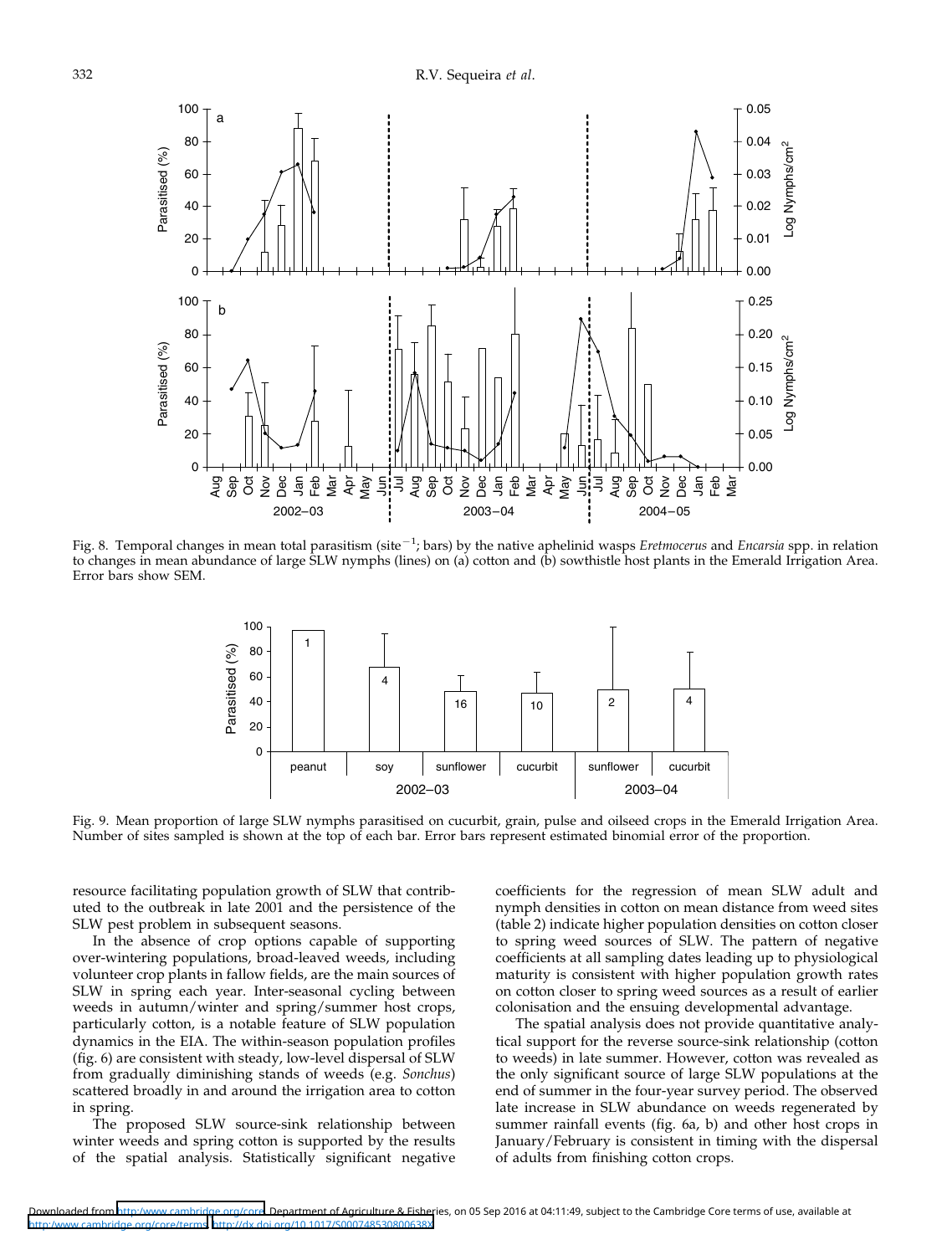Fig. 8. Temporal changes in mean total parasitism (site$^{-1}$; bars) by the native aphelinid wasps *Eretmocerus* and *Encarsia* spp. in relation to changes in mean abundance of large SLW nymphs (lines) on (a) cotton and (b) sowthistle host plants in the Emerald Irrigation Area. Error bars show SEM.

Fig. 9. Mean proportion of large SLW nymphs parasitised on cucurbit, grain, pulse and oilseed crops in the Emerald Irrigation Area. Number of sites sampled is shown at the top of each bar. Error bars represent estimated binomial error of the proportion.

resource facilitating population growth of SLW that contributed to the outbreak in late 2001 and the persistence of the SLW pest problem in subsequent seasons.

In the absence of crop options capable of supporting over-wintering populations, broad-leaved weeds, including volunteer crop plants in fallow fields, are the main sources of SLW in spring each year. Inter-seasonal cycling between weeds in autumn/winter and spring/summer host crops, particularly cotton, is a notable feature of SLW population dynamics in the EIA. The within-season population profiles (fig. 6) are consistent with steady, low-level dispersal of SLW from gradually diminishing stands of weeds (e.g. *Sonchus*) scattered broadly in and around the irrigation area to cotton in spring.

The proposed SLW source-sink relationship between winter weeds and spring cotton is supported by the results of the spatial analysis. Statistically significant negative coefficients for the regression of mean SLW adult and nymph densities in cotton on mean distance from weed sites (table 2) indicate higher population densities on cotton closer to spring weed sources of SLW. The pattern of negative coefficients at all sampling dates leading up to physiological maturity is consistent with higher population growth rates on cotton closer to spring weed sources as a result of earlier colonisation and the ensuing developmental advantage.

The spatial analysis does not provide quantitative analytical support for the reverse source-sink relationship (cotton to weeds) in late summer. However, cotton was revealed as the only significant source of large SLW populations at the end of summer in the four-year survey period. The observed late increase in SLW abundance on weeds regenerated by summer rainfall events (fig. 6a, b) and other host crops in January/February is consistent in timing with the dispersal of adults from finishing cotton crops.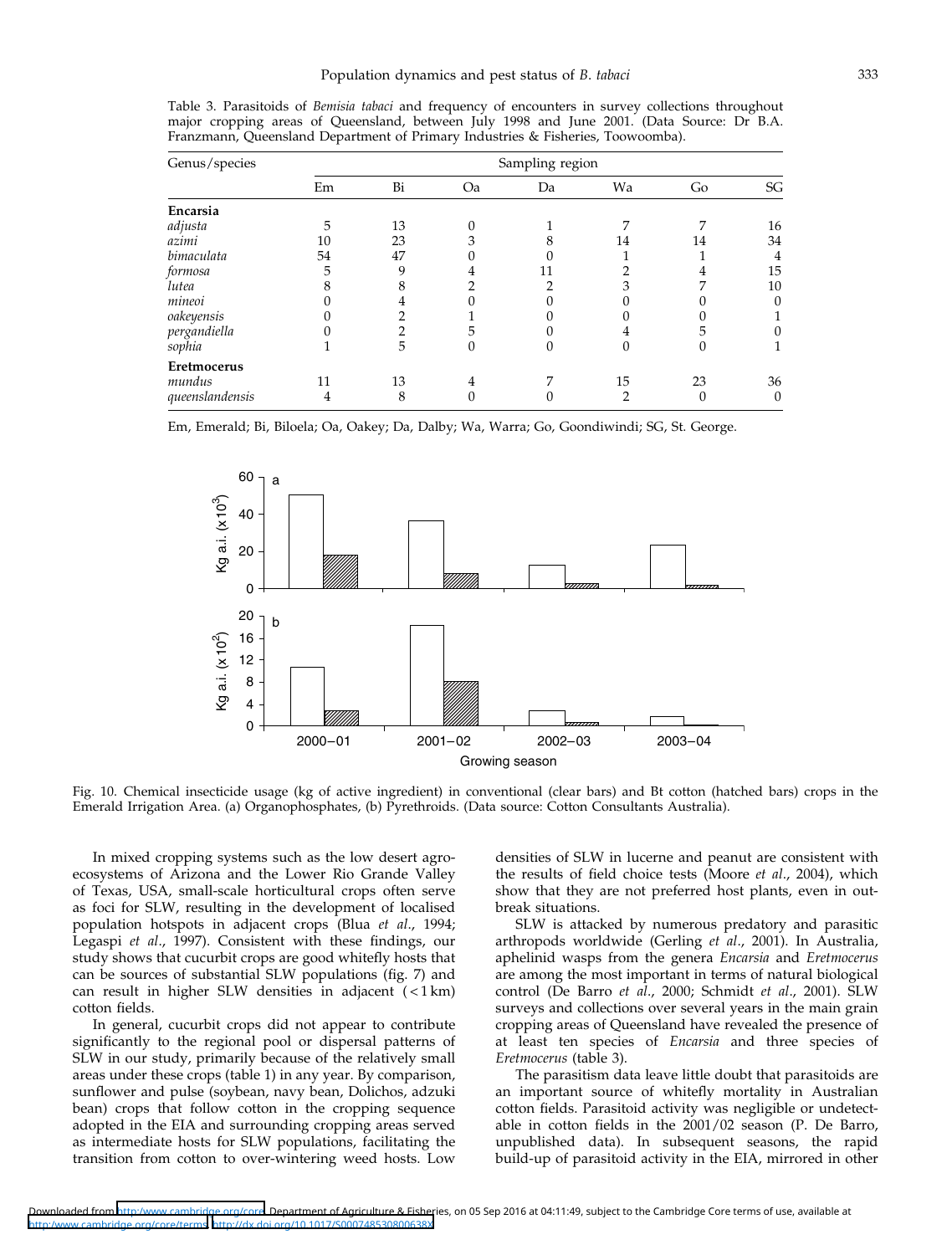Table 3. Parasitoids of *Bemisia tabaci* and frequency of encounters in survey collections throughout major cropping areas of Queensland, between July 1998 and June 2001. (Data Source: Dr B.A. Franzmann, Queensland Department of Primary Industries & Fisheries, Toowoomba).

| Genus/species | Sampling region | | | | | | |
|---|---|---|---|---|---|---|---|
| | Em | Bi | Oa | Da | Wa | Go | SG |
| **Encarsia** | | | | | | | |
| *adjusta* | 5 | 13 | 0 | 1 | 7 | 7 | 16 |
| *azimi* | 10 | 23 | 3 | 8 | 14 | 14 | 34 |
| *bimaculata* | 54 | 47 | 0 | 0 | 1 | 1 | 4 |
| *formosa* | 5 | 9 | 4 | 11 | 2 | 4 | 15 |
| *lutea* | 8 | 8 | 2 | 2 | 3 | 7 | 10 |
| *mineoi* | 0 | 4 | 0 | 0 | 0 | 0 | 0 |
| *oakeyensis* | 0 | 2 | 1 | 0 | 0 | 0 | 1 |
| *pergandiella* | 0 | 2 | 5 | 0 | 4 | 5 | 0 |
| *sophia* | 1 | 5 | 0 | 0 | 0 | 0 | 1 |
| **Eretmocerus** | | | | | | | |
| *mundus* | 11 | 13 | 4 | 7 | 15 | 23 | 36 |
| *queenslandensis* | 4 | 8 | 0 | 0 | 2 | 0 | 0 |

Em, Emerald; Bi, Biloela; Oa, Oakey; Da, Dalby; Wa, Warra; Go, Goondiwindi; SG, St. George.

Fig. 10. Chemical insecticide usage (kg of active ingredient) in conventional (clear bars) and Bt cotton (hatched bars) crops in the Emerald Irrigation Area. (a) Organophosphates, (b) Pyrethroids. (Data source: Cotton Consultants Australia).

In mixed cropping systems such as the low desert agroecosystems of Arizona and the Lower Rio Grande Valley of Texas, USA, small-scale horticultural crops often serve as foci for SLW, resulting in the development of localised population hotspots in adjacent crops (Blua *et al*., 1994; Legaspi *et al*., 1997). Consistent with these findings, our study shows that cucurbit crops are good whitefly hosts that can be sources of substantial SLW populations (fig. 7) and can result in higher SLW densities in adjacent (<1 km) cotton fields.

In general, cucurbit crops did not appear to contribute significantly to the regional pool or dispersal patterns of SLW in our study, primarily because of the relatively small areas under these crops (table 1) in any year. By comparison, sunflower and pulse (soybean, navy bean, Dolichos, adzuki bean) crops that follow cotton in the cropping sequence adopted in the EIA and surrounding cropping areas served as intermediate hosts for SLW populations, facilitating the transition from cotton to over-wintering weed hosts. Low densities of SLW in lucerne and peanut are consistent with the results of field choice tests (Moore *et al*., 2004), which show that they are not preferred host plants, even in outbreak situations.

SLW is attacked by numerous predatory and parasitic arthropods worldwide (Gerling *et al*., 2001). In Australia, aphelinid wasps from the genera *Encarsia* and *Eretmocerus* are among the most important in terms of natural biological control (De Barro *et al*., 2000; Schmidt *et al*., 2001). SLW surveys and collections over several years in the main grain cropping areas of Queensland have revealed the presence of at least ten species of *Encarsia* and three species of *Eretmocerus* (table 3).

The parasitism data leave little doubt that parasitoids are an important source of whitefly mortality in Australian cotton fields. Parasitoid activity was negligible or undetectable in cotton fields in the 2001/02 season (P. De Barro, unpublished data). In subsequent seasons, the rapid build-up of parasitoid activity in the EIA, mirrored in other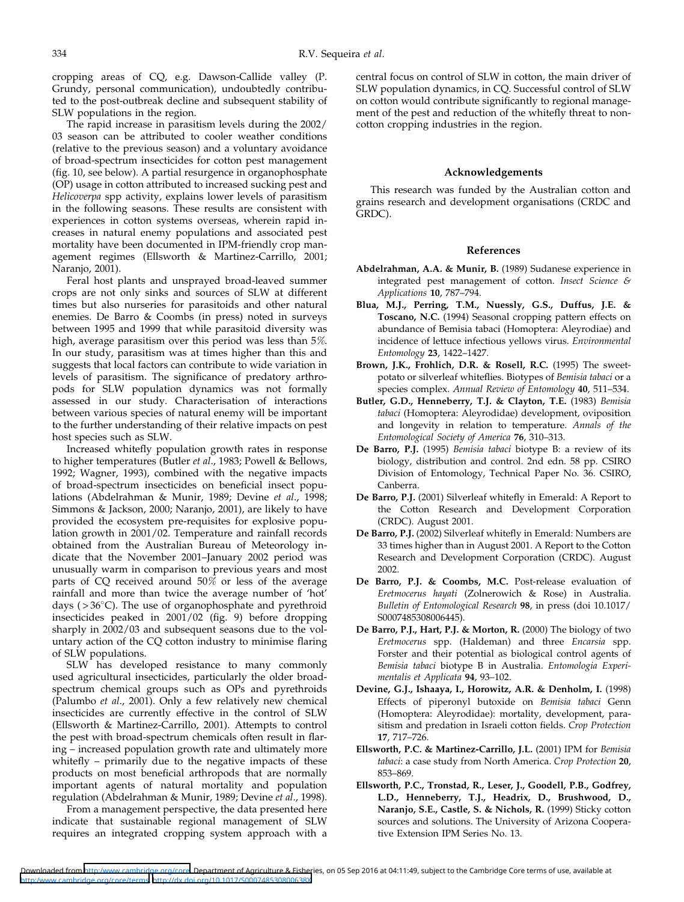cropping areas of CQ, e.g. Dawson-Callide valley (P. Grundy, personal communication), undoubtedly contributed to the post-outbreak decline and subsequent stability of SLW populations in the region.

The rapid increase in parasitism levels during the 2002/03 season can be attributed to cooler weather conditions (relative to the previous season) and a voluntary avoidance of broad-spectrum insecticides for cotton pest management (fig. 10, see below). A partial resurgence in organophosphate (OP) usage in cotton attributed to increased sucking pest and *Helicoverpa* spp activity, explains lower levels of parasitism in the following seasons. These results are consistent with experiences in cotton systems overseas, wherein rapid increases in natural enemy populations and associated pest mortality have been documented in IPM-friendly crop management regimes (Ellsworth & Martinez-Carrillo, 2001; Naranjo, 2001).

Feral host plants and unsprayed broad-leaved summer crops are not only sinks and sources of SLW at different times but also nurseries for parasitoids and other natural enemies. De Barro & Coombs (in press) noted in surveys between 1995 and 1999 that while parasitoid diversity was high, average parasitism over this period was less than 5%. In our study, parasitism was at times higher than this and suggests that local factors can contribute to wide variation in levels of parasitism. The significance of predatory arthropods for SLW population dynamics was not formally assessed in our study. Characterisation of interactions between various species of natural enemy will be important to the further understanding of their relative impacts on pest host species such as SLW.

Increased whitefly population growth rates in response to higher temperatures (Butler *et al*., 1983; Powell & Bellows, 1992; Wagner, 1993), combined with the negative impacts of broad-spectrum insecticides on beneficial insect populations (Abdelrahman & Munir, 1989; Devine *et al*., 1998; Simmons & Jackson, 2000; Naranjo, 2001), are likely to have provided the ecosystem pre-requisites for explosive population growth in 2001/02. Temperature and rainfall records obtained from the Australian Bureau of Meteorology indicate that the November 2001–January 2002 period was unusually warm in comparison to previous years and most parts of CQ received around 50% or less of the average rainfall and more than twice the average number of 'hot' days ($>36^{\circ}$C). The use of organophosphate and pyrethroid insecticides peaked in 2001/02 (fig. 9) before dropping sharply in 2002/03 and subsequent seasons due to the voluntary action of the CQ cotton industry to minimise flaring of SLW populations.

SLW has developed resistance to many commonly used agricultural insecticides, particularly the older broad-spectrum chemical groups such as OPs and pyrethroids (Palumbo *et al*., 2001). Only a few relatively new chemical insecticides are currently effective in the control of SLW (Ellsworth & Martinez-Carrillo, 2001). Attempts to control the pest with broad-spectrum chemicals often result in flaring – increased population growth rate and ultimately more whitefly – primarily due to the negative impacts of these products on most beneficial arthropods that are normally important agents of natural mortality and population regulation (Abdelrahman & Munir, 1989; Devine *et al*., 1998).

From a management perspective, the data presented here indicate that sustainable regional management of SLW requires an integrated cropping system approach with a central focus on control of SLW in cotton, the main driver of SLW population dynamics, in CQ. Successful control of SLW on cotton would contribute significantly to regional management of the pest and reduction of the whitefly threat to non-cotton cropping industries in the region.

## Acknowledgements

This research was funded by the Australian cotton and grains research and development organisations (CRDC and GRDC).

## References

**Abdelrahman, A.A. & Munir, B.** (1989) Sudanese experience in integrated pest management of cotton. *Insect Science & Applications* **10**, 787–794.

**Blua, M.J., Perring, T.M., Nuessly, G.S., Duffus, J.E. & Toscano, N.C.** (1994) Seasonal cropping pattern effects on abundance of Bemisia tabaci (Homoptera: Aleyrodiae) and incidence of lettuce infectious yellows virus. *Environmental Entomology* **23**, 1422–1427.

**Brown, J.K., Frohlich, D.R. & Rosell, R.C.** (1995) The sweet-potato or silverleaf whiteflies. Biotypes of *Bemisia tabaci* or a species complex. *Annual Review of Entomology* **40**, 511–534.

**Butler, G.D., Henneberry, T.J. & Clayton, T.E.** (1983) *Bemisia tabaci* (Homoptera: Aleyrodidae) development, oviposition and longevity in relation to temperature. *Annals of the Entomological Society of America* **76**, 310–313.

**De Barro, P.J.** (1995) *Bemisia tabaci* biotype B: a review of its biology, distribution and control. 2nd edn. 58 pp. CSIRO Division of Entomology, Technical Paper No. 36. CSIRO, Canberra.

**De Barro, P.J.** (2001) Silverleaf whitefly in Emerald: A Report to the Cotton Research and Development Corporation (CRDC). August 2001.

**De Barro, P.J.** (2002) Silverleaf whitefly in Emerald: Numbers are 33 times higher than in August 2001. A Report to the Cotton Research and Development Corporation (CRDC). August 2002.

**De Barro, P.J. & Coombs, M.C.** Post-release evaluation of *Eretmocerus hayati* (Zolnerowich & Rose) in Australia. *Bulletin of Entomological Research* **98**, in press (doi 10.1017/S0007485308006445).

**De Barro, P.J., Hart, P.J. & Morton, R.** (2000) The biology of two *Eretmocerus* spp. (Haldeman) and three *Encarsia* spp. Forster and their potential as biological control agents of *Bemisia tabaci* biotype B in Australia. *Entomologia Experimentalis et Applicata* **94**, 93–102.

**Devine, G.J., Ishaaya, I., Horowitz, A.R. & Denholm, I.** (1998) Effects of piperonyl butoxide on *Bemisia tabaci* Genn (Homoptera: Aleyrodidae): mortality, development, parasitism and predation in Israeli cotton fields. *Crop Protection* **17**, 717–726.

**Ellsworth, P.C. & Martinez-Carrillo, J.L.** (2001) IPM for *Bemisia tabaci*: a case study from North America. *Crop Protection* **20**, 853–869.

**Ellsworth, P.C., Tronstad, R., Leser, J., Goodell, P.B., Godfrey, L.D., Henneberry, T.J., Headrix, D., Brushwood, D., Naranjo, S.E., Castle, S. & Nichols, R.** (1999) Sticky cotton sources and solutions. The University of Arizona Cooperative Extension IPM Series No. 13.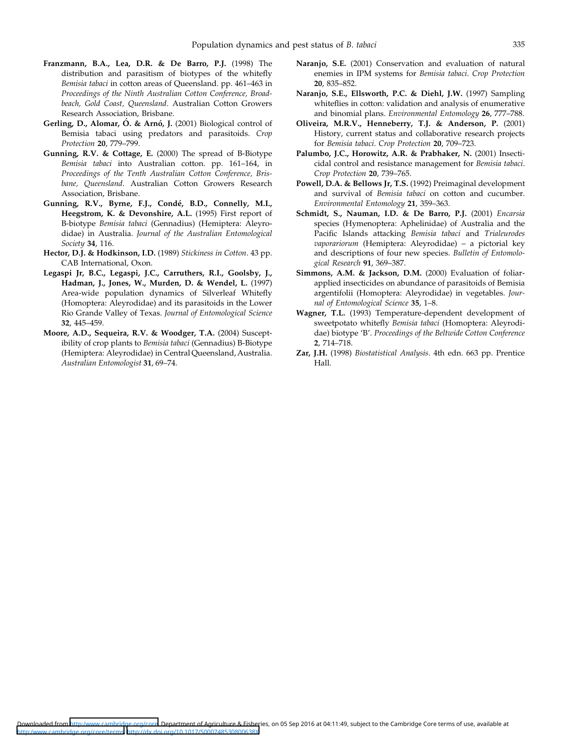**Franzmann, B.A., Lea, D.R. & De Barro, P.J.** (1998) The distribution and parasitism of biotypes of the whitefly *Bemisia tabaci* in cotton areas of Queensland. pp. 461–463 in *Proceedings of the Ninth Australian Cotton Conference, Broadbeach, Gold Coast, Queensland*. Australian Cotton Growers Research Association, Brisbane.

**Gerling, D., Alomar, Ó. & Arnó, J.** (2001) Biological control of Bemisia tabaci using predators and parasitoids. *Crop Protection* **20**, 779–799.

**Gunning, R.V. & Cottage, E.** (2000) The spread of B-Biotype *Bemisia tabaci* into Australian cotton. pp. 161–164, in *Proceedings of the Tenth Australian Cotton Conference, Brisbane, Queensland*. Australian Cotton Growers Research Association, Brisbane.

**Gunning, R.V., Byrne, F.J., Condé, B.D., Connelly, M.I., Heegstrom, K. & Devonshire, A.L.** (1995) First report of B-biotype *Bemisia tabaci* (Gennadius) (Hemiptera: Aleyrodidae) in Australia. *Journal of the Australian Entomological Society* **34**, 116.

**Hector, D.J. & Hodkinson, I.D.** (1989) *Stickiness in Cotton*. 43 pp. CAB International, Oxon.

**Legaspi Jr, B.C., Legaspi, J.C., Carruthers, R.I., Goolsby, J., Hadman, J., Jones, W., Murden, D. & Wendel, L.** (1997) Area-wide population dynamics of Silverleaf Whitefly (Homoptera: Aleyrodidae) and its parasitoids in the Lower Rio Grande Valley of Texas. *Journal of Entomological Science* **32**, 445–459.

**Moore, A.D., Sequeira, R.V. & Woodger, T.A.** (2004) Susceptibility of crop plants to *Bemisia tabaci* (Gennadius) B-Biotype (Hemiptera: Aleyrodidae) in Central Queensland, Australia. *Australian Entomologist* **31**, 69–74.

**Naranjo, S.E.** (2001) Conservation and evaluation of natural enemies in IPM systems for *Bemisia tabaci*. *Crop Protection* **20**, 835–852.

**Naranjo, S.E., Ellsworth, P.C. & Diehl, J.W.** (1997) Sampling whiteflies in cotton: validation and analysis of enumerative and binomial plans. *Environmental Entomology* **26**, 777–788.

**Oliveira, M.R.V., Henneberry, T.J. & Anderson, P.** (2001) History, current status and collaborative research projects for *Bemisia tabaci*. *Crop Protection* **20**, 709–723.

**Palumbo, J.C., Horowitz, A.R. & Prabhaker, N.** (2001) Insecticidal control and resistance management for *Bemisia tabaci*. *Crop Protection* **20**, 739–765.

**Powell, D.A. & Bellows Jr, T.S.** (1992) Preimaginal development and survival of *Bemisia tabaci* on cotton and cucumber. *Environmental Entomology* **21**, 359–363.

**Schmidt, S., Nauman, I.D. & De Barro, P.J.** (2001) *Encarsia* species (Hymenoptera: Aphelinidae) of Australia and the Pacific Islands attacking *Bemisia tabaci* and *Trialeurodes vaporariorum* (Hemiptera: Aleyrodidae) – a pictorial key and descriptions of four new species. *Bulletin of Entomological Research* **91**, 369–387.

**Simmons, A.M. & Jackson, D.M.** (2000) Evaluation of foliar-applied insecticides on abundance of parasitoids of Bemisia argentifolii (Homoptera: Aleyrodidae) in vegetables. *Journal of Entomological Science* **35**, 1–8.

**Wagner, T.L.** (1993) Temperature-dependent development of sweetpotato whitefly *Bemisia tabaci* (Homoptera: Aleyrodidae) biotype 'B'. *Proceedings of the Beltwide Cotton Conference* **2**, 714–718.

**Zar, J.H.** (1998) *Biostatistical Analysis*. 4th edn. 663 pp. Prentice Hall.